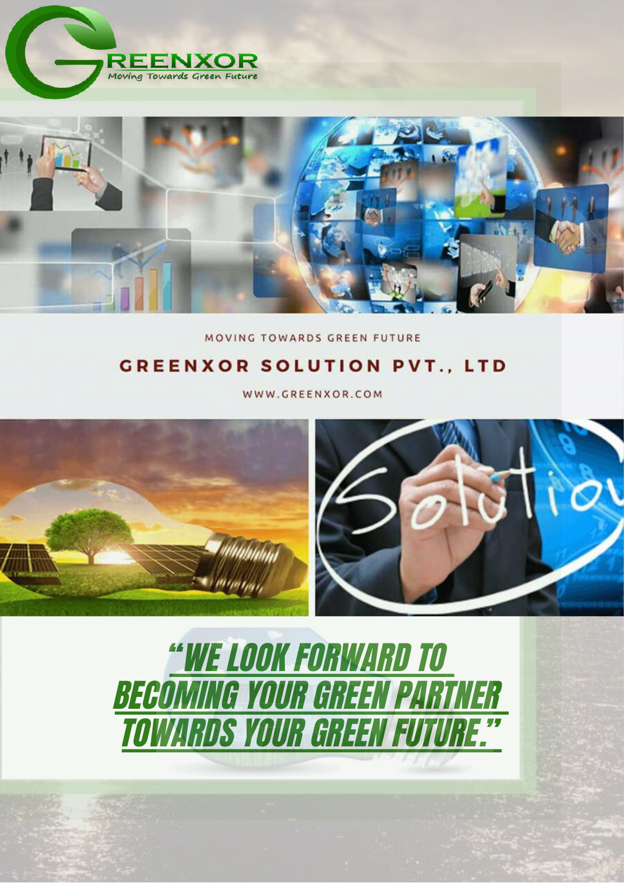GREENXOR
Moving Towards Green Future

MOVING TOWARDS GREEN FUTURE

# GREENXOR SOLUTION PVT., LTD

WWW.GREENXOR.COM

***"WE LOOK FORWARD TO BECOMING YOUR GREEN PARTNER TOWARDS YOUR GREEN FUTURE."***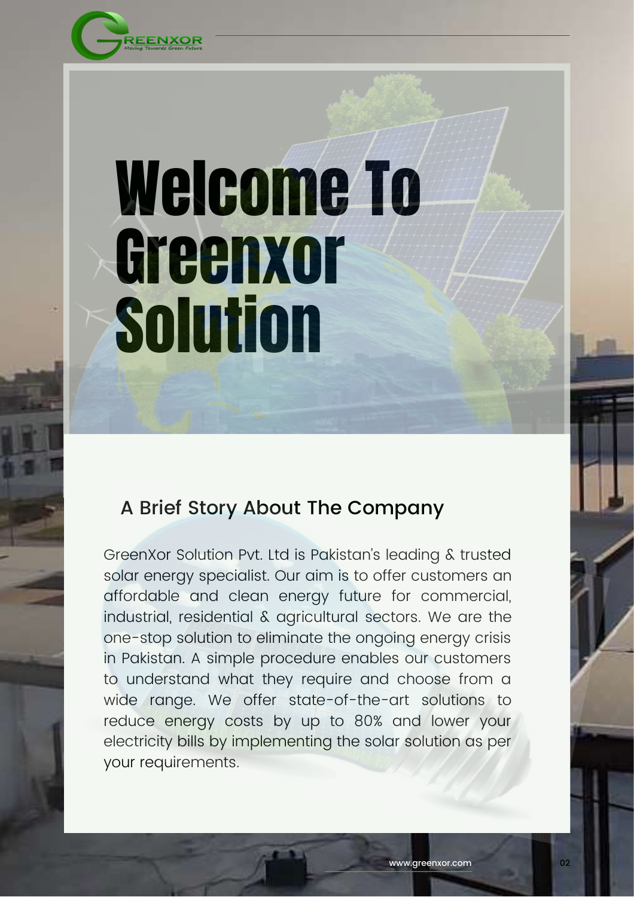# Welcome To Greenxor Solution

## A Brief Story About The Company

GreenXor Solution Pvt. Ltd is Pakistan's leading & trusted solar energy specialist. Our aim is to offer customers an affordable and clean energy future for commercial, industrial, residential & agricultural sectors. We are the one-stop solution to eliminate the ongoing energy crisis in Pakistan. A simple procedure enables our customers to understand what they require and choose from a wide range. We offer state-of-the-art solutions to reduce energy costs by up to 80% and lower your electricity bills by implementing the solar solution as per your requirements.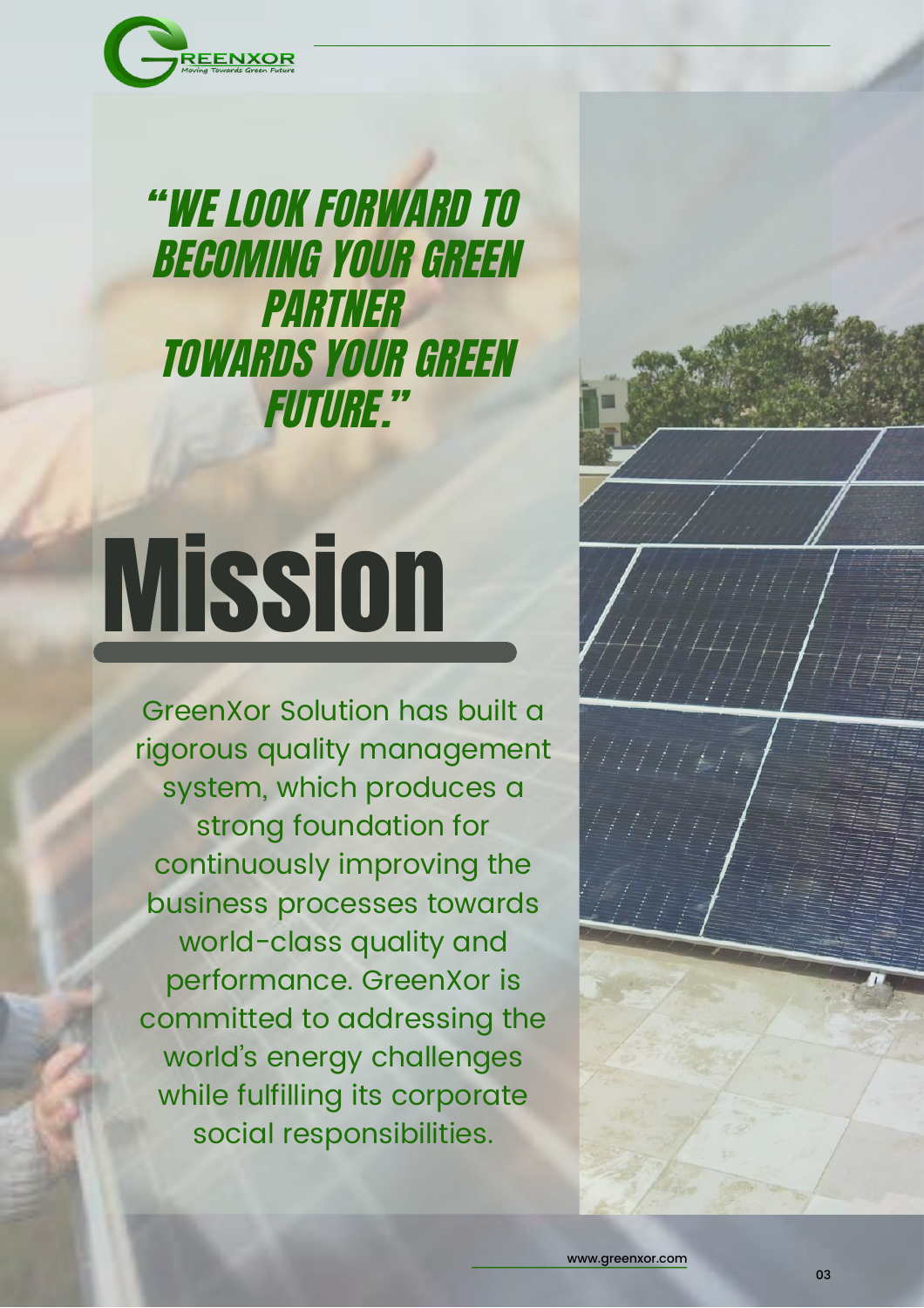*"WE LOOK FORWARD TO BECOMING YOUR GREEN PARTNER TOWARDS YOUR GREEN FUTURE."*

# Mission

GreenXor Solution has built a rigorous quality management system, which produces a strong foundation for continuously improving the business processes towards world-class quality and performance. GreenXor is committed to addressing the world's energy challenges while fulfilling its corporate social responsibilities.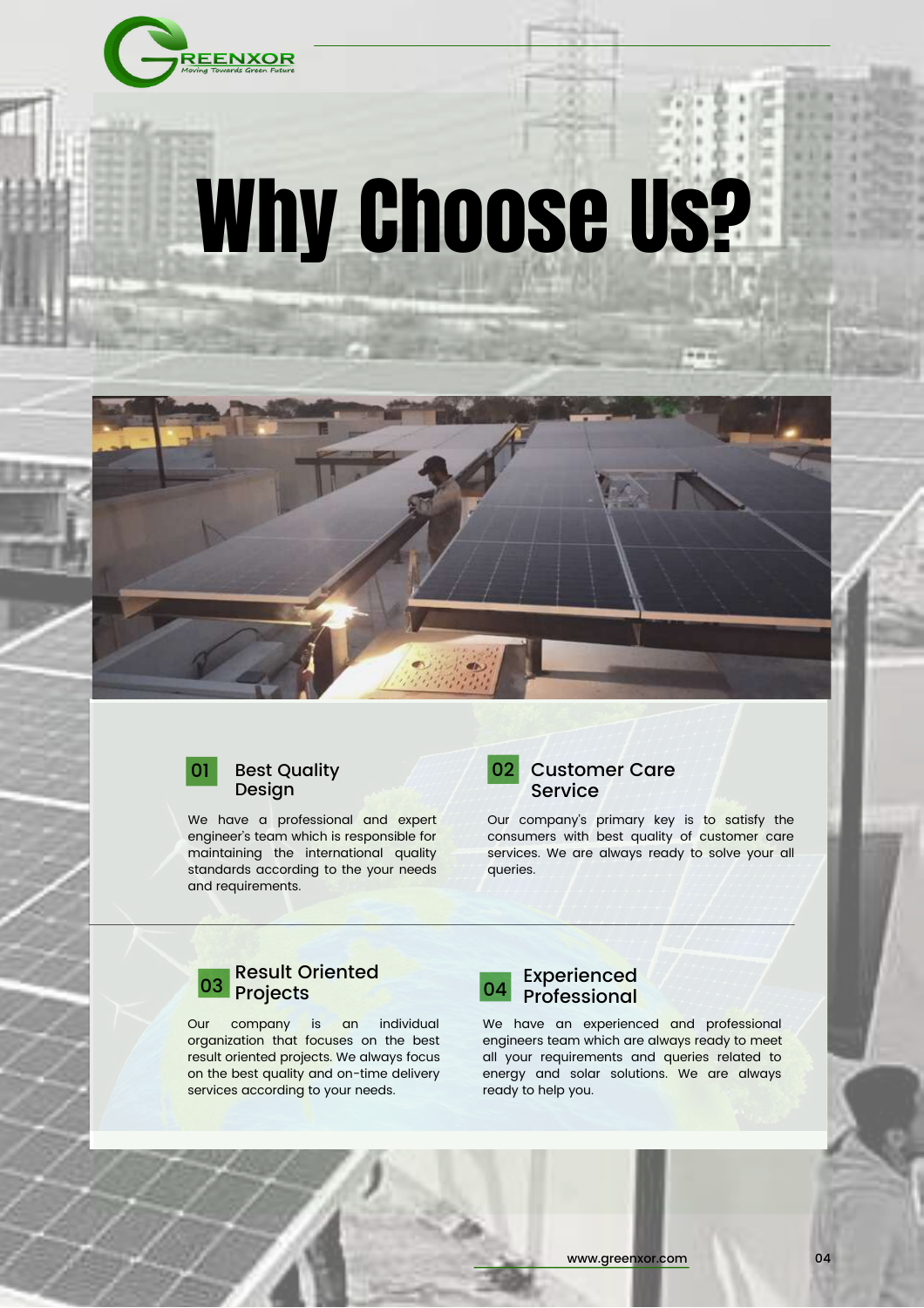# Why Choose Us?

### 01 Best Quality Design

We have a professional and expert engineer's team which is responsible for maintaining the international quality standards according to the your needs and requirements.

### 02 Customer Care Service

Our company's primary key is to satisfy the consumers with best quality of customer care services. We are always ready to solve your all queries.

### 03 Result Oriented Projects

Our company is an individual organization that focuses on the best result oriented projects. We always focus on the best quality and on-time delivery services according to your needs.

### 04 Experienced Professional

We have an experienced and professional engineers team which are always ready to meet all your requirements and queries related to energy and solar solutions. We are always ready to help you.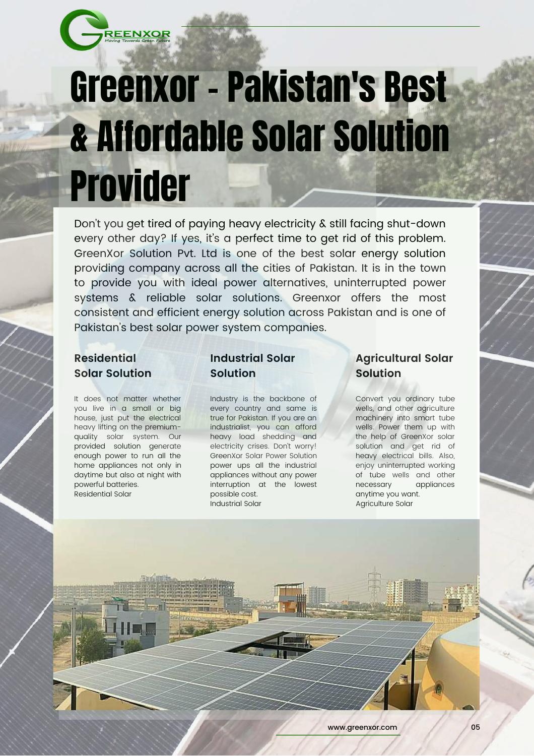# Greenxor - Pakistan's Best & Affordable Solar Solution Provider

Don't you get tired of paying heavy electricity & still facing shut-down every other day? If yes, it's a perfect time to get rid of this problem. GreenXor Solution Pvt. Ltd is one of the best solar energy solution providing company across all the cities of Pakistan. It is in the town to provide you with ideal power alternatives, uninterrupted power systems & reliable solar solutions. Greenxor offers the most consistent and efficient energy solution across Pakistan and is one of Pakistan's best solar power system companies.

### Residential Solar Solution

It does not matter whether you live in a small or big house, just put the electrical heavy lifting on the premium-quality solar system. Our provided solution generate enough power to run all the home appliances not only in daytime but also at night with powerful batteries.
Residential Solar

### Industrial Solar Solution

Industry is the backbone of every country and same is true for Pakistan. If you are an industrialist, you can afford heavy load shedding and electricity crises. Don't worry! GreenXor Solar Power Solution power ups all the industrial appliances without any power interruption at the lowest possible cost.
Industrial Solar

### Agricultural Solar Solution

Convert you ordinary tube wells, and other agriculture machinery into smart tube wells. Power them up with the help of GreenXor solar solution and get rid of heavy electrical bills. Also, enjoy uninterrupted working of tube wells and other necessary appliances anytime you want.
Agriculture Solar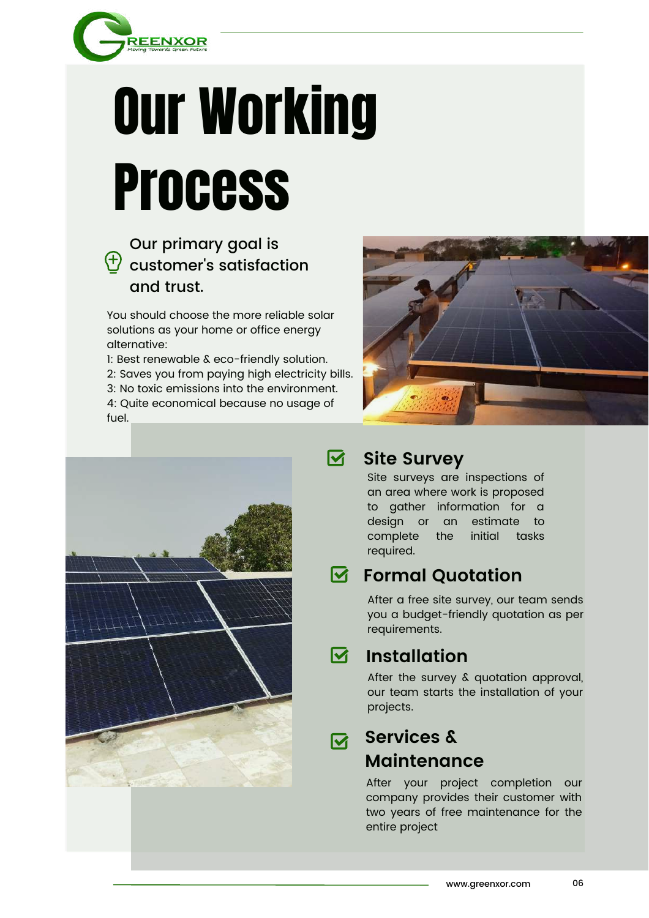# Our Working Process

### Our primary goal is customer's satisfaction and trust.

You should choose the more reliable solar solutions as your home or office energy alternative:

1: Best renewable & eco-friendly solution.
2: Saves you from paying high electricity bills.
3: No toxic emissions into the environment.
4: Quite economical because no usage of fuel.

## Site Survey

Site surveys are inspections of an area where work is proposed to gather information for a design or an estimate to complete the initial tasks required.

## Formal Quotation

After a free site survey, our team sends you a budget-friendly quotation as per requirements.

## Installation

After the survey & quotation approval, our team starts the installation of your projects.

## Services & Maintenance

After your project completion our company provides their customer with two years of free maintenance for the entire project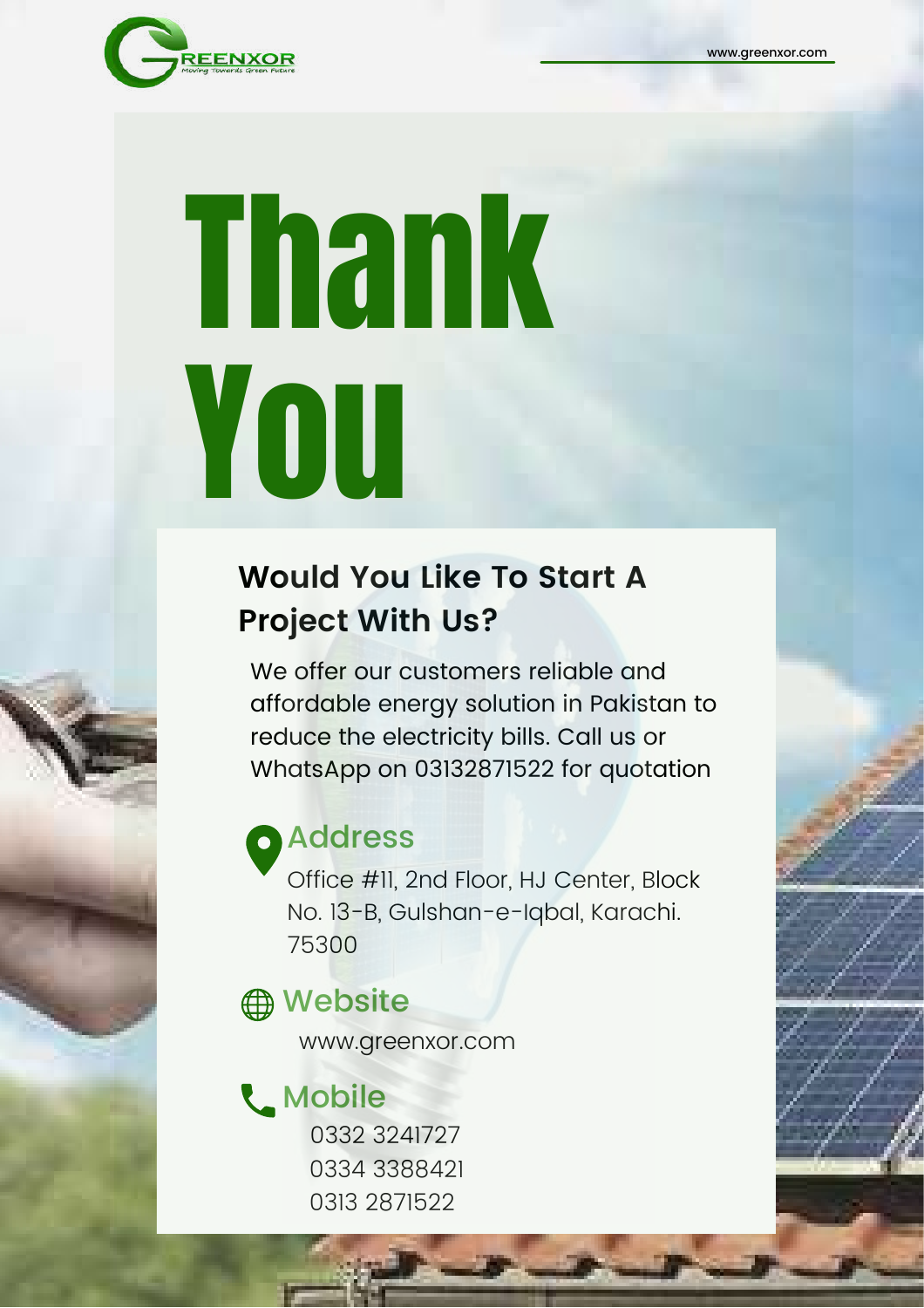GREENXOR
Moving Towards Green Future

www.greenxor.com

# Thank You

## Would You Like To Start A Project With Us?

We offer our customers reliable and affordable energy solution in Pakistan to reduce the electricity bills. Call us or WhatsApp on 03132871522 for quotation

### Address

Office #11, 2nd Floor, HJ Center, Block No. 13-B, Gulshan-e-Iqbal, Karachi. 75300

### Website

www.greenxor.com

### Mobile

0332 3241727
0334 3388421
0313 2871522